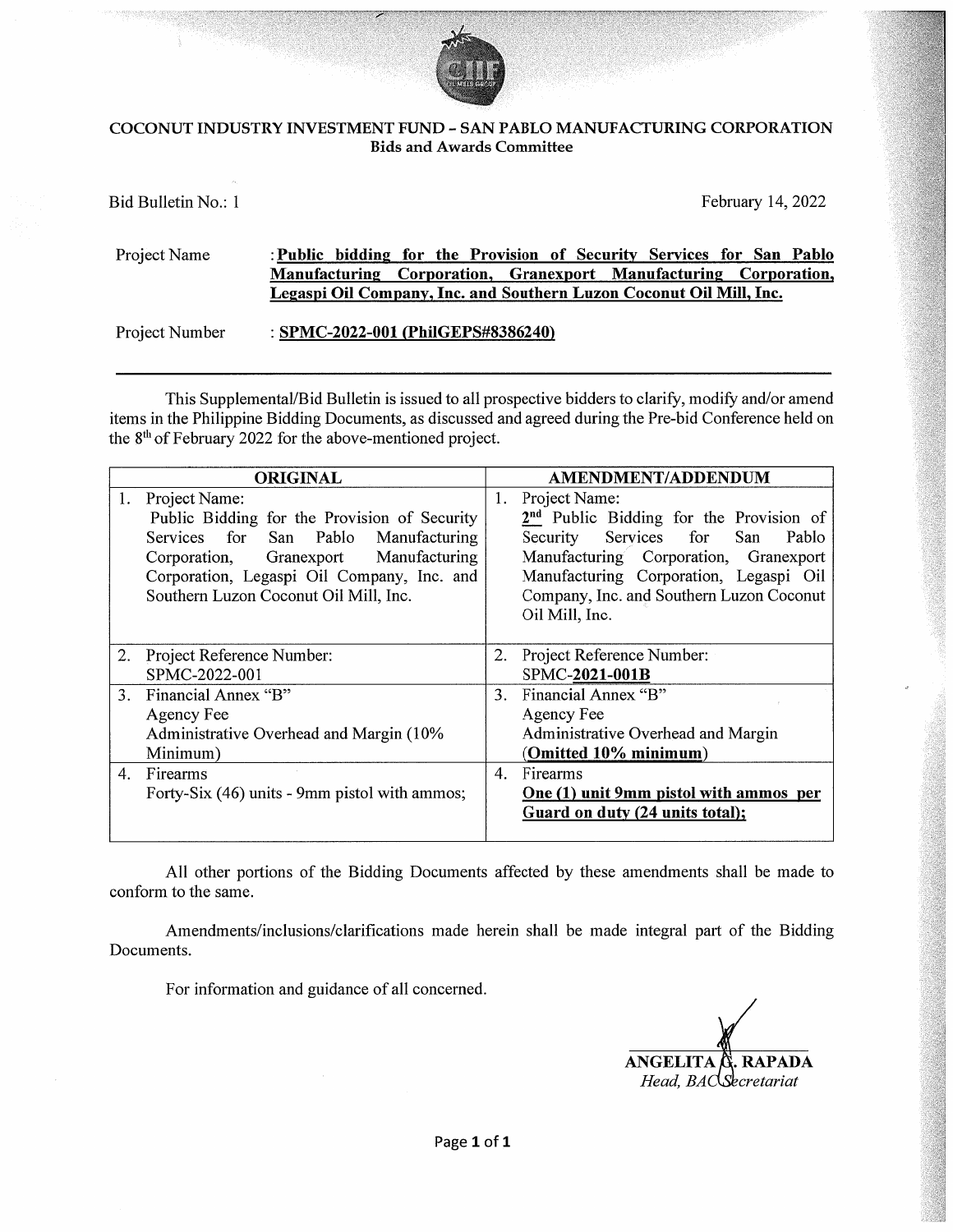# COCONUT INDUSTRY INVESTMENT FUND – SAN PABLO MANUFACTURING CORPORATION

**Bids and Awards Committee**

Bid Bulletin No.: 1

February 14, 2022

Project Name : **Public bidding for the Provision of Security Services for San Pablo Manufacturing Corporation, Granexport Manufacturing Corporation, Legaspi Oil Company, Inc. and Southern Luzon Coconut Oil Mill, Inc.**

Project Number : **SPMC-2022-001 (PhilGEPS#8386240)**

---

This Supplemental/Bid Bulletin is issued to all prospective bidders to clarify, modify and/or amend items in the Philippine Bidding Documents, as discussed and agreed during the Pre-bid Conference held on the 8th of February 2022 for the above-mentioned project.

| ORIGINAL | AMENDMENT/ADDENDUM |
|---|---|
| 1. Project Name: Public Bidding for the Provision of Security Services for San Pablo Manufacturing Corporation, Granexport Manufacturing Corporation, Legaspi Oil Company, Inc. and Southern Luzon Coconut Oil Mill, Inc. | 1. Project Name: **2nd** Public Bidding for the Provision of Security Services for San Pablo Manufacturing Corporation, Granexport Manufacturing Corporation, Legaspi Oil Company, Inc. and Southern Luzon Coconut Oil Mill, Inc. |
| 2. Project Reference Number: SPMC-2022-001 | 2. Project Reference Number: SPMC-**2021-001B** |
| 3. Financial Annex "B" Agency Fee Administrative Overhead and Margin (10% Minimum) | 3. Financial Annex "B" Agency Fee Administrative Overhead and Margin (**Omitted 10% minimum**) |
| 4. Firearms Forty-Six (46) units - 9mm pistol with ammos; | 4. Firearms **One (1) unit 9mm pistol with ammos per Guard on duty (24 units total);** |

All other portions of the Bidding Documents affected by these amendments shall be made to conform to the same.

Amendments/inclusions/clarifications made herein shall be made integral part of the Bidding Documents.

For information and guidance of all concerned.

**ANGELITA G. RAPADA**
*Head, BAC Secretariat*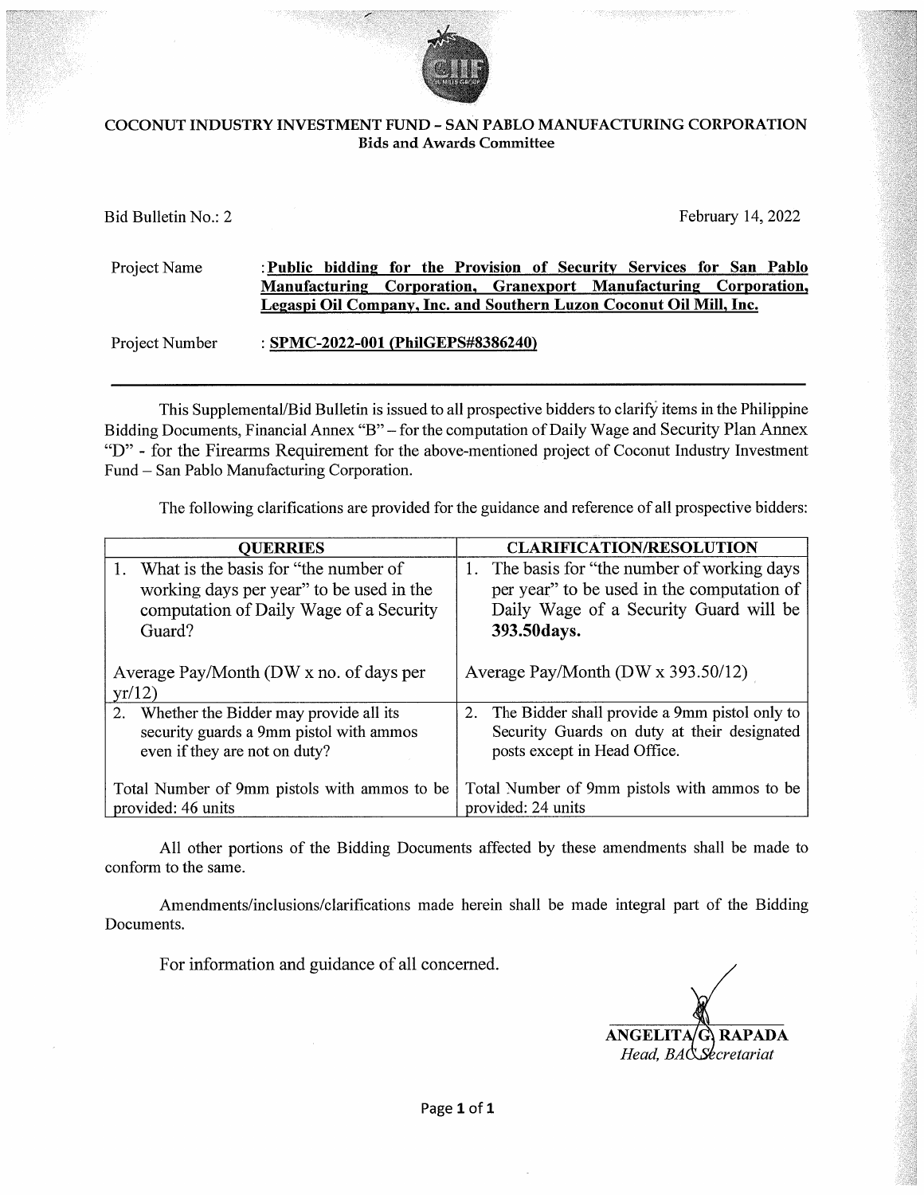**COCONUT INDUSTRY INVESTMENT FUND – SAN PABLO MANUFACTURING CORPORATION**
**Bids and Awards Committee**

Bid Bulletin No.: 2

February 14, 2022

Project Name : **Public bidding for the Provision of Security Services for San Pablo Manufacturing Corporation, Granexport Manufacturing Corporation, Legaspi Oil Company, Inc. and Southern Luzon Coconut Oil Mill, Inc.**

Project Number : **SPMC-2022-001 (PhilGEPS#8386240)**

---

This Supplemental/Bid Bulletin is issued to all prospective bidders to clarify items in the Philippine Bidding Documents, Financial Annex "B" – for the computation of Daily Wage and Security Plan Annex "D" - for the Firearms Requirement for the above-mentioned project of Coconut Industry Investment Fund – San Pablo Manufacturing Corporation.

The following clarifications are provided for the guidance and reference of all prospective bidders:

| QUERRIES | CLARIFICATION/RESOLUTION |
|---|---|
| 1. What is the basis for "the number of working days per year" to be used in the computation of Daily Wage of a Security Guard?<br><br>Average Pay/Month (DW x no. of days per yr/12) | 1. The basis for "the number of working days per year" to be used in the computation of Daily Wage of a Security Guard will be **393.50days.**<br><br>Average Pay/Month (DW x 393.50/12) |
| 2. Whether the Bidder may provide all its security guards a 9mm pistol with ammos even if they are not on duty?<br><br>Total Number of 9mm pistols with ammos to be provided: 46 units | 2. The Bidder shall provide a 9mm pistol only to Security Guards on duty at their designated posts except in Head Office.<br><br>Total Number of 9mm pistols with ammos to be provided: 24 units |

All other portions of the Bidding Documents affected by these amendments shall be made to conform to the same.

Amendments/inclusions/clarifications made herein shall be made integral part of the Bidding Documents.

For information and guidance of all concerned.

**ANGELITA G. RAPADA**
*Head, BAC Secretariat*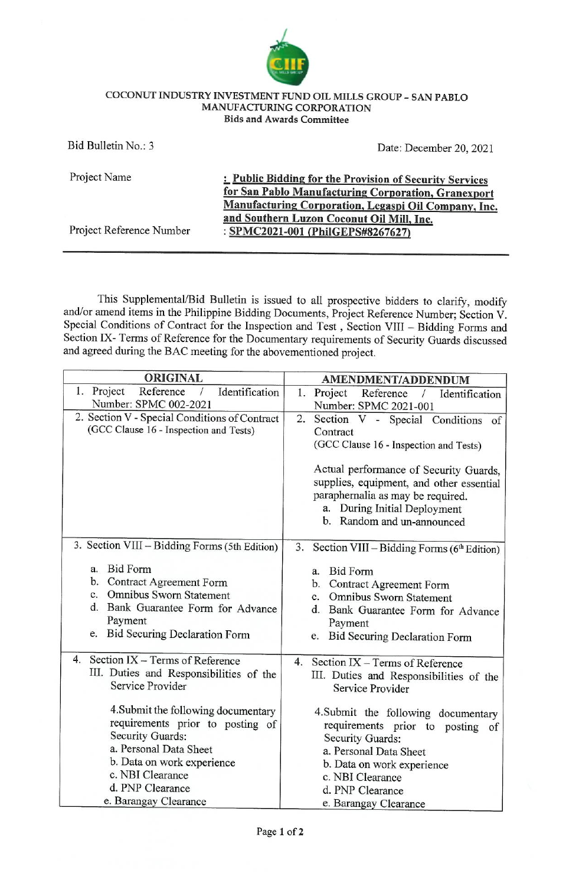COCONUT INDUSTRY INVESTMENT FUND OIL MILLS GROUP – SAN PABLO MANUFACTURING CORPORATION

Bids and Awards Committee

Bid Bulletin No.: 3

Date: December 20, 2021

| | |
|---|---|
| Project Name | **: Public Bidding for the Provision of Security Services for San Pablo Manufacturing Corporation, Granexport Manufacturing Corporation, Legaspi Oil Company, Inc. and Southern Luzon Coconut Oil Mill, Inc.** |
| Project Reference Number | **: SPMC2021-001 (PhilGEPS#8267627)** |

This Supplemental/Bid Bulletin is issued to all prospective bidders to clarify, modify and/or amend items in the Philippine Bidding Documents, Project Reference Number; Section V. Special Conditions of Contract for the Inspection and Test , Section VIII – Bidding Forms and Section IX- Terms of Reference for the Documentary requirements of Security Guards discussed and agreed during the BAC meeting for the abovementioned project.

| ORIGINAL | AMENDMENT/ADDENDUM |
|---|---|
| 1. Project Reference / Identification Number: SPMC 002-2021 | 1. Project Reference / Identification Number: SPMC 2021-001 |
| 2. Section V - Special Conditions of Contract (GCC Clause 16 - Inspection and Tests) | 2. Section V - Special Conditions of Contract (GCC Clause 16 - Inspection and Tests)<br><br>Actual performance of Security Guards, supplies, equipment, and other essential paraphernalia as may be required.<br>a. During Initial Deployment<br>b. Random and un-announced |
| 3. Section VIII – Bidding Forms (5th Edition)<br><br>a. Bid Form<br>b. Contract Agreement Form<br>c. Omnibus Sworn Statement<br>d. Bank Guarantee Form for Advance Payment<br>e. Bid Securing Declaration Form | 3. Section VIII – Bidding Forms (6th Edition)<br><br>a. Bid Form<br>b. Contract Agreement Form<br>c. Omnibus Sworn Statement<br>d. Bank Guarantee Form for Advance Payment<br>e. Bid Securing Declaration Form |
| 4. Section IX – Terms of Reference<br>III. Duties and Responsibilities of the Service Provider<br><br>4.Submit the following documentary requirements prior to posting of Security Guards:<br>a. Personal Data Sheet<br>b. Data on work experience<br>c. NBI Clearance<br>d. PNP Clearance<br>e. Barangay Clearance | 4. Section IX – Terms of Reference<br>III. Duties and Responsibilities of the Service Provider<br><br>4.Submit the following documentary requirements prior to posting of Security Guards:<br>a. Personal Data Sheet<br>b. Data on work experience<br>c. NBI Clearance<br>d. PNP Clearance<br>e. Barangay Clearance |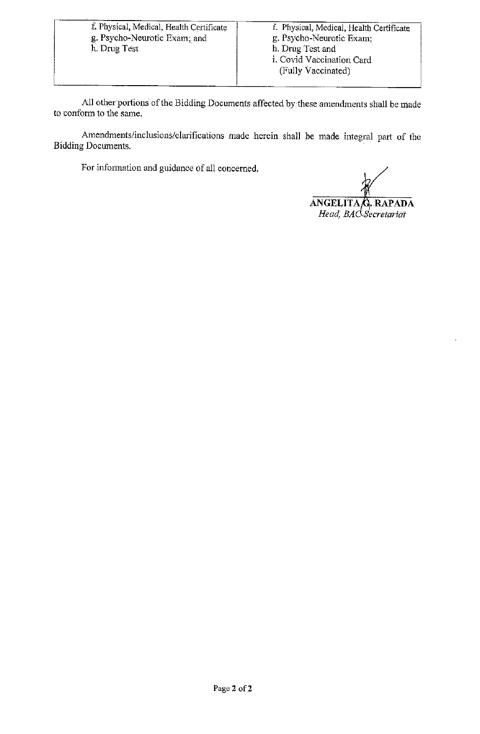| | |
|---|---|
| f. Physical, Medical, Health Certificate<br>g. Psycho-Neurotic Exam; and<br>h. Drug Test | f. Physical, Medical, Health Certificate<br>g. Psycho-Neurotic Exam;<br>h. Drug Test and<br>i. Covid Vaccination Card<br>(Fully Vaccinated) |

All other portions of the Bidding Documents affected by these amendments shall be made to conform to the same.

Amendments/inclusions/clarifications made herein shall be made integral part of the Bidding Documents.

For information and guidance of all concerned.

**ANGELITA G. RAPADA**
*Head, BAC Secretariat*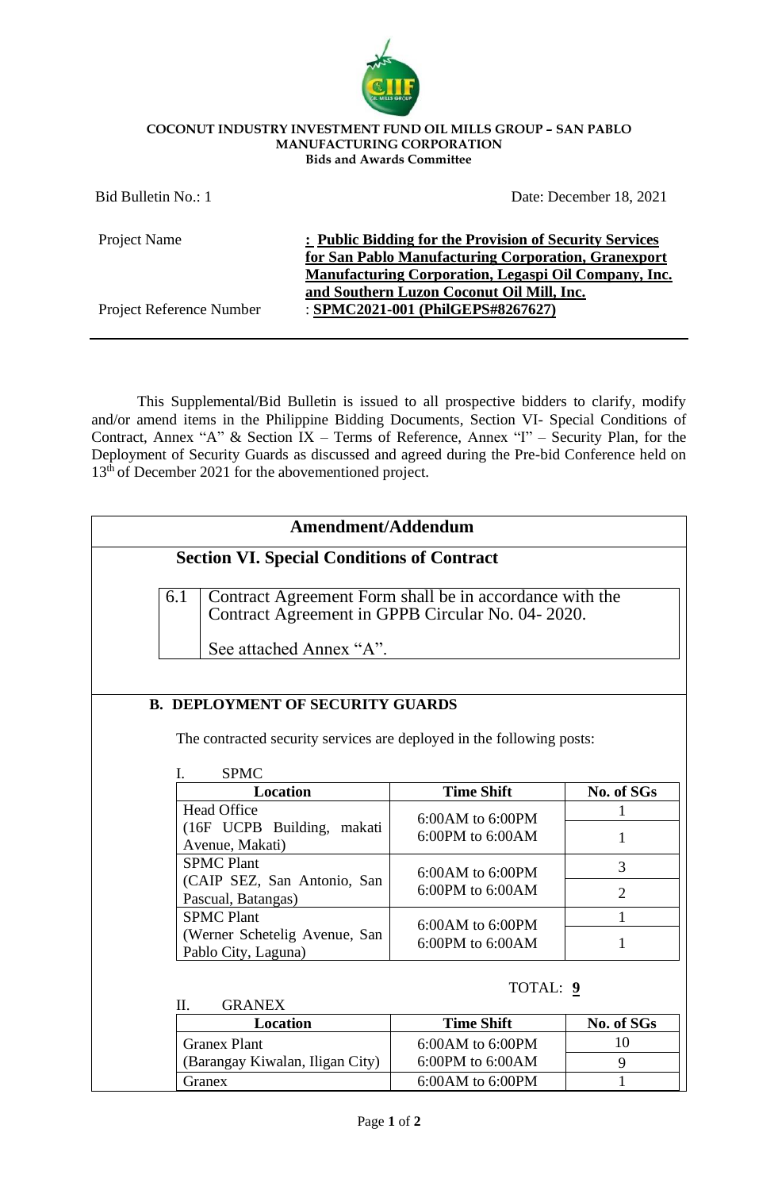**COCONUT INDUSTRY INVESTMENT FUND OIL MILLS GROUP – SAN PABLO MANUFACTURING CORPORATION**
**Bids and Awards Committee**

Bid Bulletin No.: 1 Date: December 18, 2021

| | |
|---|---|
| Project Name | **: Public Bidding for the Provision of Security Services for San Pablo Manufacturing Corporation, Granexport Manufacturing Corporation, Legaspi Oil Company, Inc. and Southern Luzon Coconut Oil Mill, Inc.** |
| Project Reference Number | : **SPMC2021-001 (PhilGEPS#8267627)** |

This Supplemental/Bid Bulletin is issued to all prospective bidders to clarify, modify and/or amend items in the Philippine Bidding Documents, Section VI- Special Conditions of Contract, Annex "A" & Section IX – Terms of Reference, Annex "I" – Security Plan, for the Deployment of Security Guards as discussed and agreed during the Pre-bid Conference held on 13th of December 2021 for the abovementioned project.

## Amendment/Addendum

### Section VI. Special Conditions of Contract

| | |
|---|---|
| 6.1 | Contract Agreement Form shall be in accordance with the Contract Agreement in GPPB Circular No. 04- 2020.<br><br>See attached Annex "A". |

### B. DEPLOYMENT OF SECURITY GUARDS

The contracted security services are deployed in the following posts:

I. SPMC

| Location | Time Shift | No. of SGs |
|---|---|---|
| Head Office (16F UCPB Building, makati Avenue, Makati) | 6:00AM to 6:00PM | 1 |
| | 6:00PM to 6:00AM | 1 |
| SPMC Plant (CAIP SEZ, San Antonio, San Pascual, Batangas) | 6:00AM to 6:00PM | 3 |
| | 6:00PM to 6:00AM | 2 |
| SPMC Plant (Werner Schetelig Avenue, San Pablo City, Laguna) | 6:00AM to 6:00PM | 1 |
| | 6:00PM to 6:00AM | 1 |

TOTAL: **9**

II. GRANEX

| Location | Time Shift | No. of SGs |
|---|---|---|
| Granex Plant (Barangay Kiwalan, Iligan City) | 6:00AM to 6:00PM | 10 |
| | 6:00PM to 6:00AM | 9 |
| Granex | 6:00AM to 6:00PM | 1 |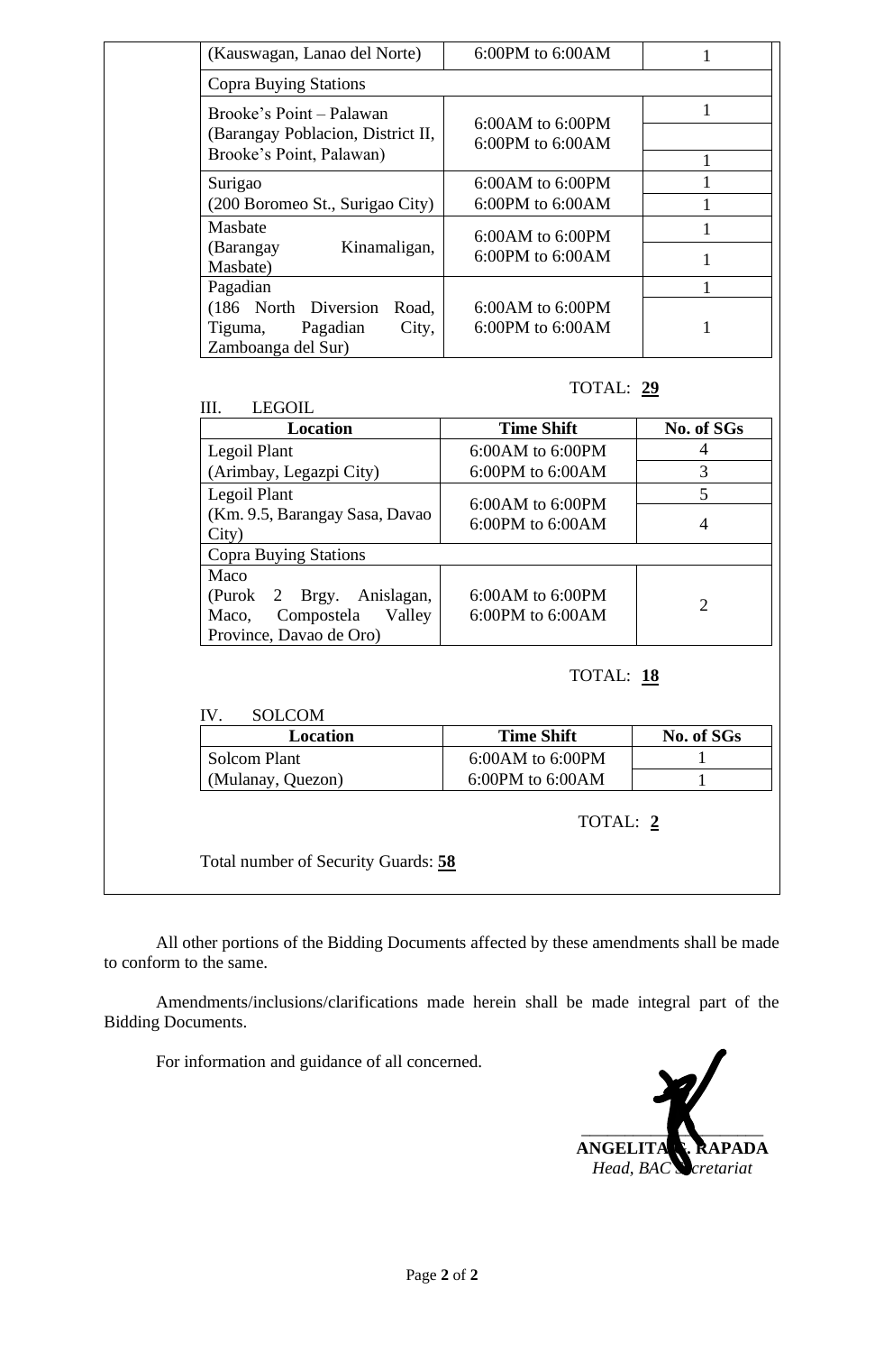| (Kauswagan, Lanao del Norte) | 6:00PM to 6:00AM | 1 |
|---|---|---|
| Copra Buying Stations | | |
| Brooke's Point – Palawan (Barangay Poblacion, District II, Brooke's Point, Palawan) | 6:00AM to 6:00PM | 1 |
| | 6:00PM to 6:00AM | 1 |
| Surigao (200 Boromeo St., Surigao City) | 6:00AM to 6:00PM | 1 |
| | 6:00PM to 6:00AM | 1 |
| Masbate (Barangay Kinamaligan, Masbate) | 6:00AM to 6:00PM | 1 |
| | 6:00PM to 6:00AM | 1 |
| Pagadian (186 North Diversion Road, Tiguma, Pagadian City, Zamboanga del Sur) | 6:00AM to 6:00PM | 1 |
| | 6:00PM to 6:00AM | 1 |

TOTAL: **29**

III. LEGOIL

| Location | Time Shift | No. of SGs |
|---|---|---|
| Legoil Plant (Arimbay, Legazpi City) | 6:00AM to 6:00PM | 4 |
| | 6:00PM to 6:00AM | 3 |
| Legoil Plant (Km. 9.5, Barangay Sasa, Davao City) | 6:00AM to 6:00PM | 5 |
| | 6:00PM to 6:00AM | 4 |
| Copra Buying Stations | | |
| Maco (Purok 2 Brgy. Anislagan, Maco, Compostela Valley Province, Davao de Oro) | 6:00AM to 6:00PM<br>6:00PM to 6:00AM | 2 |

TOTAL: **18**

IV. SOLCOM

| Location | Time Shift | No. of SGs |
|---|---|---|
| Solcom Plant (Mulanay, Quezon) | 6:00AM to 6:00PM | 1 |
| | 6:00PM to 6:00AM | 1 |

TOTAL: **2**

Total number of Security Guards: **58**

All other portions of the Bidding Documents affected by these amendments shall be made to conform to the same.

Amendments/inclusions/clarifications made herein shall be made integral part of the Bidding Documents.

For information and guidance of all concerned.

**ANGELITA S. RAPADA**
*Head, BAC Secretariat*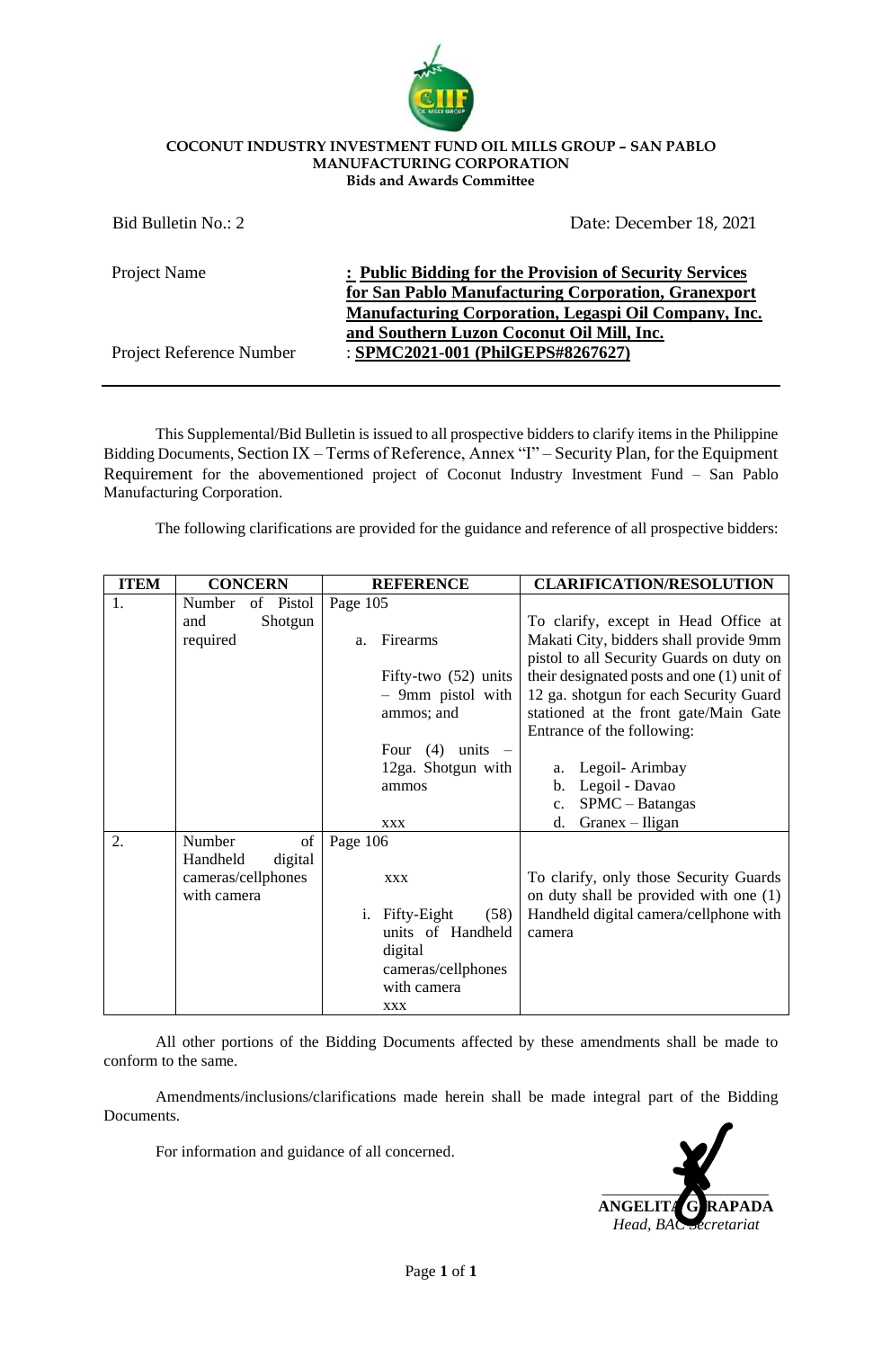**COCONUT INDUSTRY INVESTMENT FUND OIL MILLS GROUP – SAN PABLO MANUFACTURING CORPORATION**
**Bids and Awards Committee**

Bid Bulletin No.: 2 | Date: December 18, 2021

Project Name **: Public Bidding for the Provision of Security Services for San Pablo Manufacturing Corporation, Granexport Manufacturing Corporation, Legaspi Oil Company, Inc. and Southern Luzon Coconut Oil Mill, Inc.**

Project Reference Number : **SPMC2021-001 (PhilGEPS#8267627)**

---

This Supplemental/Bid Bulletin is issued to all prospective bidders to clarify items in the Philippine Bidding Documents, Section IX – Terms of Reference, Annex "I" – Security Plan, for the Equipment Requirement for the abovementioned project of Coconut Industry Investment Fund – San Pablo Manufacturing Corporation.

The following clarifications are provided for the guidance and reference of all prospective bidders:

| ITEM | CONCERN | REFERENCE | CLARIFICATION/RESOLUTION |
|---|---|---|---|
| 1. | Number of Pistol and Shotgun required | Page 105<br><br>a. Firearms<br><br>Fifty-two (52) units – 9mm pistol with ammos; and<br><br>Four (4) units – 12ga. Shotgun with ammos<br><br>xxx | To clarify, except in Head Office at Makati City, bidders shall provide 9mm pistol to all Security Guards on duty on their designated posts and one (1) unit of 12 ga. shotgun for each Security Guard stationed at the front gate/Main Gate Entrance of the following:<br><br>a. Legoil- Arimbay<br>b. Legoil - Davao<br>c. SPMC – Batangas<br>d. Granex – Iligan |
| 2. | Number of Handheld digital cameras/cellphones with camera | Page 106<br><br>xxx<br><br>i. Fifty-Eight (58) units of Handheld digital cameras/cellphones with camera<br>xxx | To clarify, only those Security Guards on duty shall be provided with one (1) Handheld digital camera/cellphone with camera |

All other portions of the Bidding Documents affected by these amendments shall be made to conform to the same.

Amendments/inclusions/clarifications made herein shall be made integral part of the Bidding Documents.

For information and guidance of all concerned.

**ANGELITA G. RAPADA**
*Head, BAC Secretariat*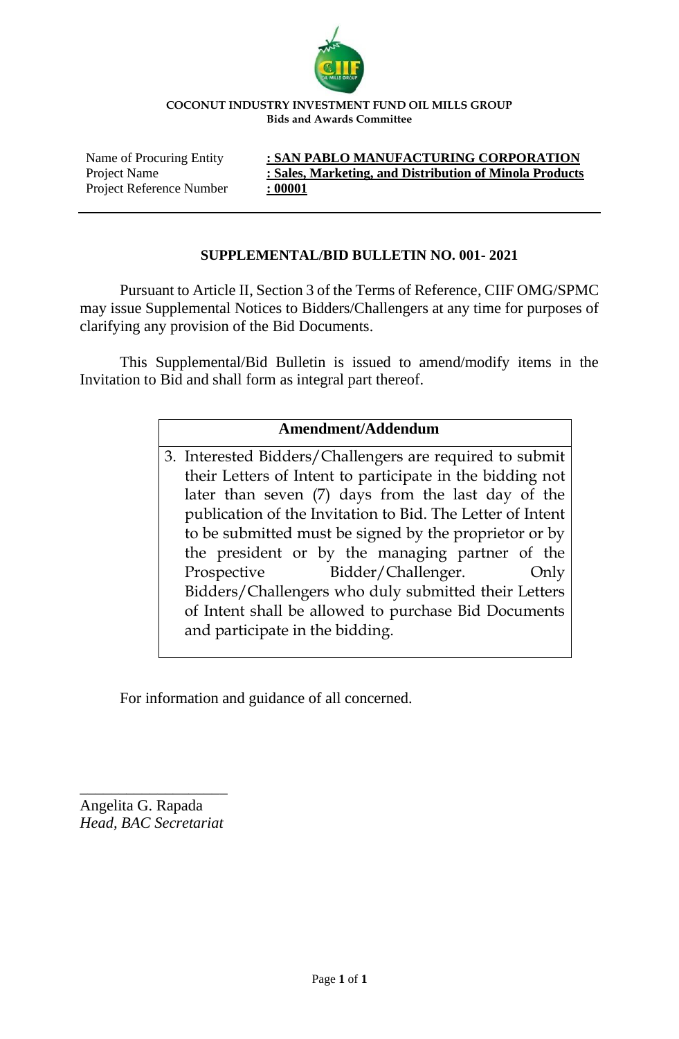**COCONUT INDUSTRY INVESTMENT FUND OIL MILLS GROUP**
**Bids and Awards Committee**

| | |
|---|---|
| Name of Procuring Entity | **: SAN PABLO MANUFACTURING CORPORATION** |
| Project Name | **: Sales, Marketing, and Distribution of Minola Products** |
| Project Reference Number | **: 00001** |

---

**SUPPLEMENTAL/BID BULLETIN NO. 001- 2021**

Pursuant to Article II, Section 3 of the Terms of Reference, CIIF OMG/SPMC may issue Supplemental Notices to Bidders/Challengers at any time for purposes of clarifying any provision of the Bid Documents.

This Supplemental/Bid Bulletin is issued to amend/modify items in the Invitation to Bid and shall form as integral part thereof.

| Amendment/Addendum |
|---|
| 3. Interested Bidders/Challengers are required to submit their Letters of Intent to participate in the bidding not later than seven (7) days from the last day of the publication of the Invitation to Bid. The Letter of Intent to be submitted must be signed by the proprietor or by the president or by the managing partner of the Prospective Bidder/Challenger. Only Bidders/Challengers who duly submitted their Letters of Intent shall be allowed to purchase Bid Documents and participate in the bidding. |

For information and guidance of all concerned.

\_\_\_\_\_\_\_\_\_\_\_\_\_\_\_\_\_\_\_\_
Angelita G. Rapada
*Head, BAC Secretariat*